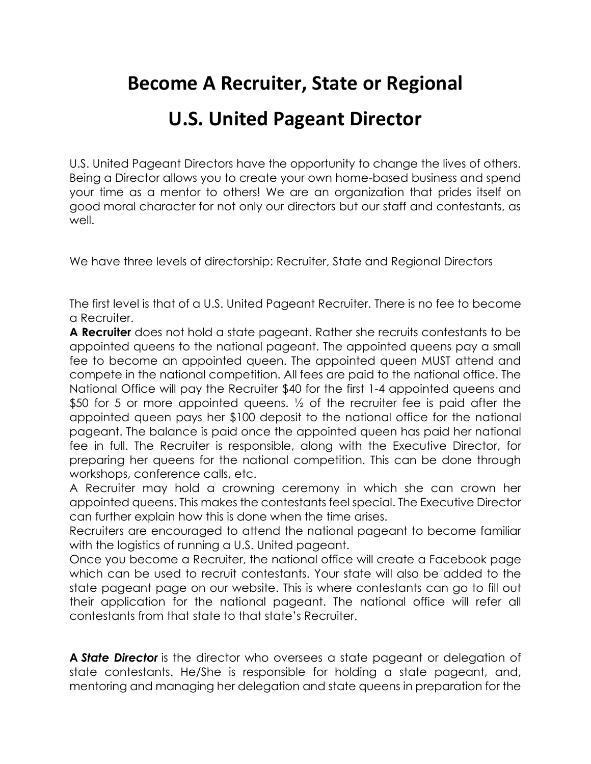# Become A Recruiter, State or Regional

# U.S. United Pageant Director

U.S. United Pageant Directors have the opportunity to change the lives of others. Being a Director allows you to create your own home-based business and spend your time as a mentor to others! We are an organization that prides itself on good moral character for not only our directors but our staff and contestants, as well.

We have three levels of directorship: Recruiter, State and Regional Directors

The first level is that of a U.S. United Pageant Recruiter. There is no fee to become a Recruiter.

**A Recruiter** does not hold a state pageant. Rather she recruits contestants to be appointed queens to the national pageant. The appointed queens pay a small fee to become an appointed queen. The appointed queen MUST attend and compete in the national competition. All fees are paid to the national office. The National Office will pay the Recruiter $40 for the first 1-4 appointed queens and $50 for 5 or more appointed queens. ½ of the recruiter fee is paid after the appointed queen pays her $100 deposit to the national office for the national pageant. The balance is paid once the appointed queen has paid her national fee in full. The Recruiter is responsible, along with the Executive Director, for preparing her queens for the national competition. This can be done through workshops, conference calls, etc.

A Recruiter may hold a crowning ceremony in which she can crown her appointed queens. This makes the contestants feel special. The Executive Director can further explain how this is done when the time arises.

Recruiters are encouraged to attend the national pageant to become familiar with the logistics of running a U.S. United pageant.

Once you become a Recruiter, the national office will create a Facebook page which can be used to recruit contestants. Your state will also be added to the state pageant page on our website. This is where contestants can go to fill out their application for the national pageant. The national office will refer all contestants from that state to that state's Recruiter.

**A *State Director*** is the director who oversees a state pageant or delegation of state contestants. He/She is responsible for holding a state pageant, and, mentoring and managing her delegation and state queens in preparation for the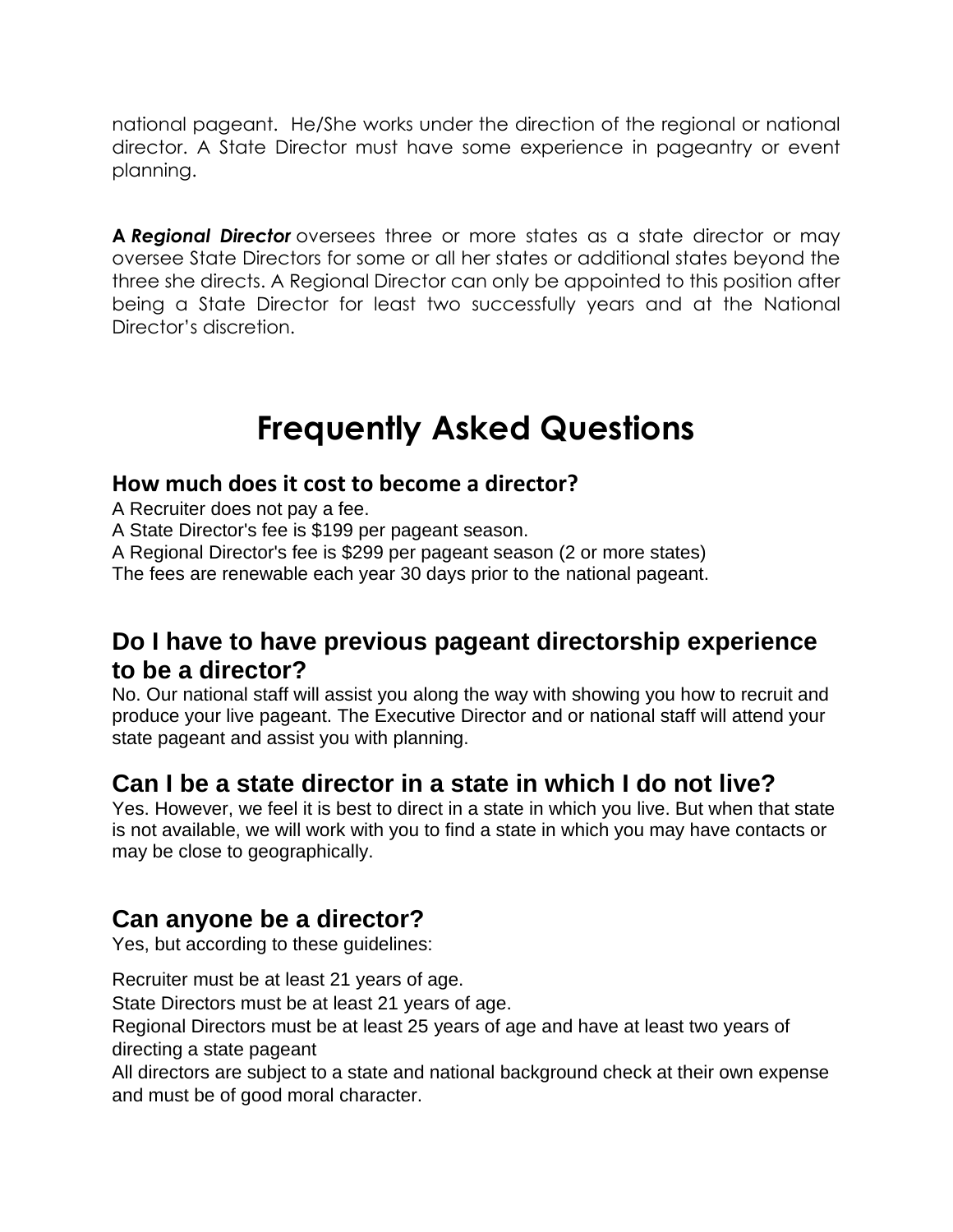national pageant. He/She works under the direction of the regional or national director. A State Director must have some experience in pageantry or event planning.

**A *Regional Director*** oversees three or more states as a state director or may oversee State Directors for some or all her states or additional states beyond the three she directs. A Regional Director can only be appointed to this position after being a State Director for least two successfully years and at the National Director's discretion.

# Frequently Asked Questions

### How much does it cost to become a director?

A Recruiter does not pay a fee.
A State Director's fee is $199 per pageant season.
A Regional Director's fee is $299 per pageant season (2 or more states)
The fees are renewable each year 30 days prior to the national pageant.

## Do I have to have previous pageant directorship experience to be a director?

No. Our national staff will assist you along the way with showing you how to recruit and produce your live pageant. The Executive Director and or national staff will attend your state pageant and assist you with planning.

## Can I be a state director in a state in which I do not live?

Yes. However, we feel it is best to direct in a state in which you live. But when that state is not available, we will work with you to find a state in which you may have contacts or may be close to geographically.

## Can anyone be a director?

Yes, but according to these guidelines:

Recruiter must be at least 21 years of age.
State Directors must be at least 21 years of age.
Regional Directors must be at least 25 years of age and have at least two years of directing a state pageant
All directors are subject to a state and national background check at their own expense and must be of good moral character.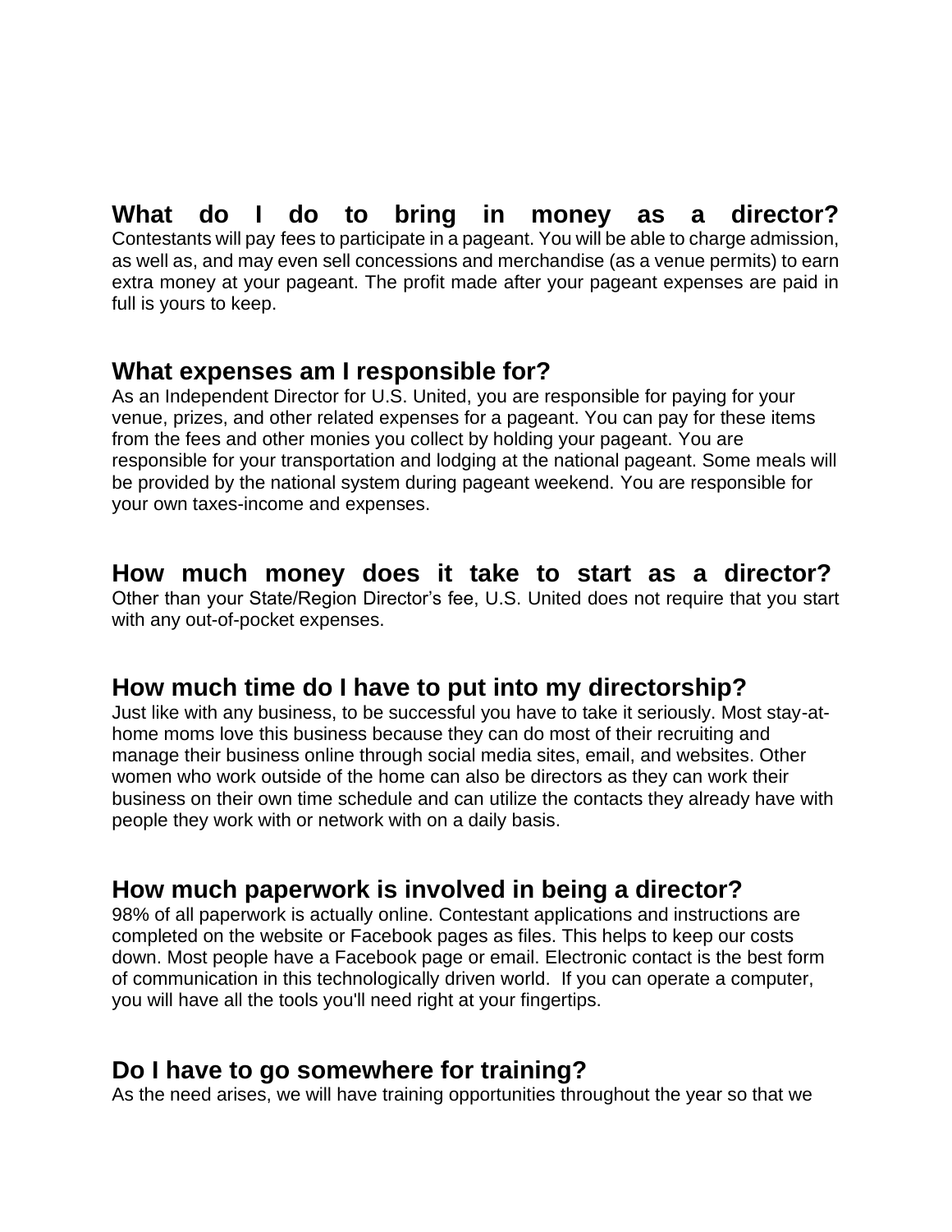## What do I do to bring in money as a director?

Contestants will pay fees to participate in a pageant. You will be able to charge admission, as well as, and may even sell concessions and merchandise (as a venue permits) to earn extra money at your pageant. The profit made after your pageant expenses are paid in full is yours to keep.

## What expenses am I responsible for?

As an Independent Director for U.S. United, you are responsible for paying for your venue, prizes, and other related expenses for a pageant. You can pay for these items from the fees and other monies you collect by holding your pageant. You are responsible for your transportation and lodging at the national pageant. Some meals will be provided by the national system during pageant weekend. You are responsible for your own taxes-income and expenses.

## How much money does it take to start as a director?

Other than your State/Region Director's fee, U.S. United does not require that you start with any out-of-pocket expenses.

## How much time do I have to put into my directorship?

Just like with any business, to be successful you have to take it seriously. Most stay-at-home moms love this business because they can do most of their recruiting and manage their business online through social media sites, email, and websites. Other women who work outside of the home can also be directors as they can work their business on their own time schedule and can utilize the contacts they already have with people they work with or network with on a daily basis.

## How much paperwork is involved in being a director?

98% of all paperwork is actually online. Contestant applications and instructions are completed on the website or Facebook pages as files. This helps to keep our costs down. Most people have a Facebook page or email. Electronic contact is the best form of communication in this technologically driven world. If you can operate a computer, you will have all the tools you'll need right at your fingertips.

## Do I have to go somewhere for training?

As the need arises, we will have training opportunities throughout the year so that we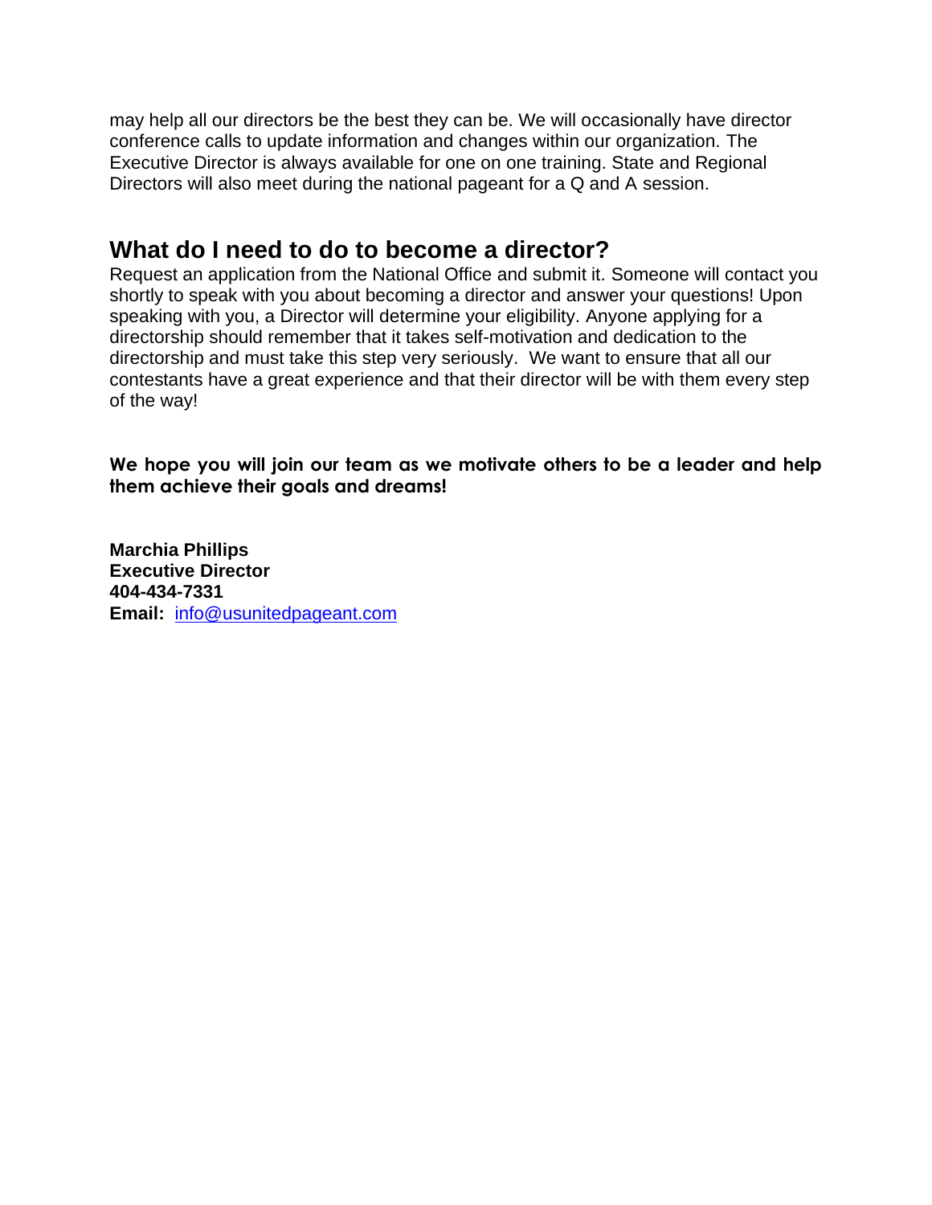may help all our directors be the best they can be. We will occasionally have director conference calls to update information and changes within our organization. The Executive Director is always available for one on one training. State and Regional Directors will also meet during the national pageant for a Q and A session.

## What do I need to do to become a director?

Request an application from the National Office and submit it. Someone will contact you shortly to speak with you about becoming a director and answer your questions! Upon speaking with you, a Director will determine your eligibility. Anyone applying for a directorship should remember that it takes self-motivation and dedication to the directorship and must take this step very seriously. We want to ensure that all our contestants have a great experience and that their director will be with them every step of the way!

**We hope you will join our team as we motivate others to be a leader and help them achieve their goals and dreams!**

**Marchia Phillips**
**Executive Director**
**404-434-7331**
**Email:** info@usunitedpageant.com